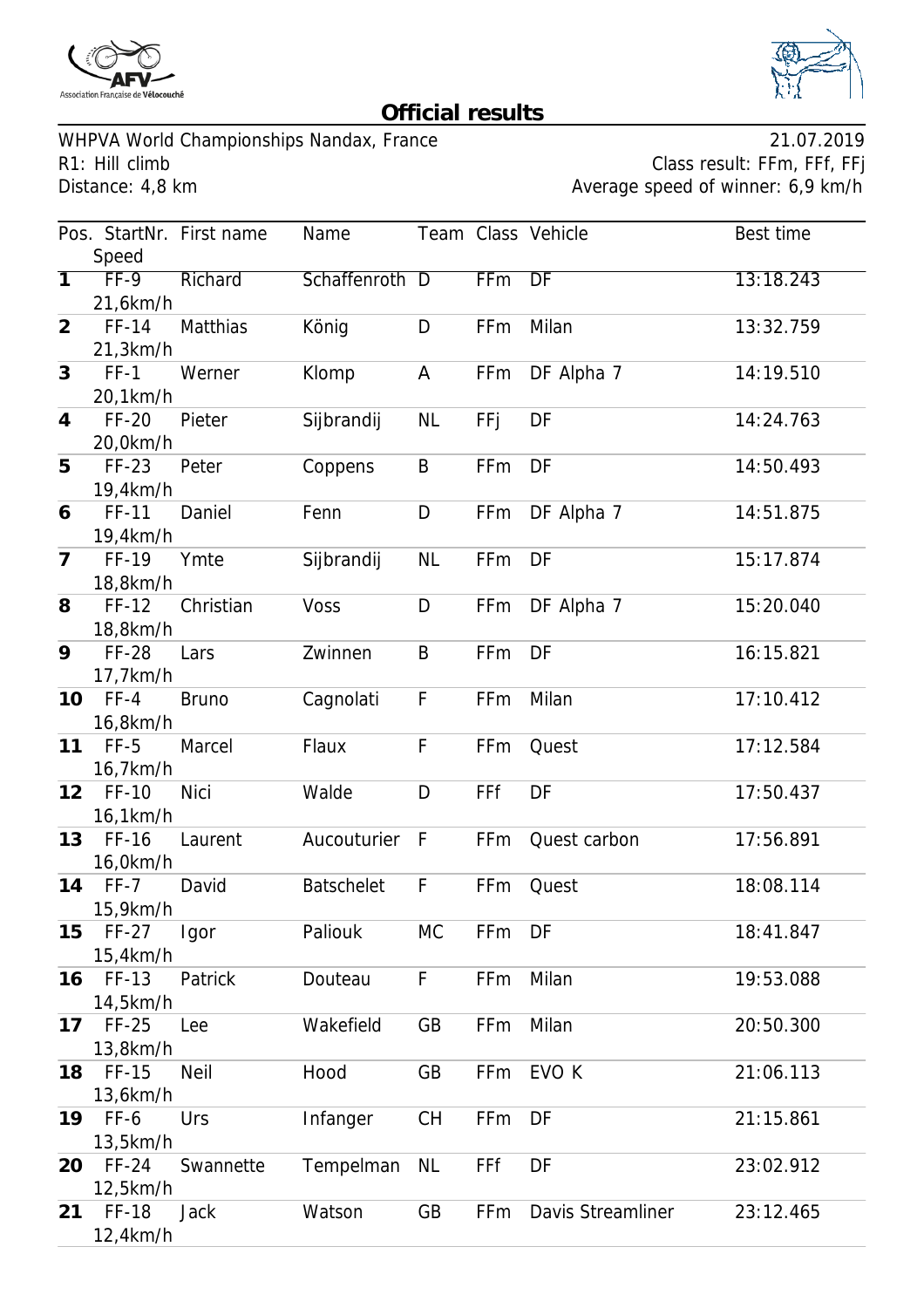# Official results

WHPVA World Championships Nandax, France 21.07.2019
R1: Hill climb
Distance: 4,8 km

Class result: FFm, FFf, FFj
Average speed of winner: 6,9 km/h

| Pos. | StartNr. | First name | Name | Team | Class | Vehicle | Best time | Speed |
|---|---|---|---|---|---|---|---|---|
| 1 | FF-9 | Richard | Schaffenroth | D | FFm | DF | 13:18.243 | 21,6km/h |
| 2 | FF-14 | Matthias | König | D | FFm | Milan | 13:32.759 | 21,3km/h |
| 3 | FF-1 | Werner | Klomp | A | FFm | DF Alpha 7 | 14:19.510 | 20,1km/h |
| 4 | FF-20 | Pieter | Sijbrandij | NL | FFj | DF | 14:24.763 | 20,0km/h |
| 5 | FF-23 | Peter | Coppens | B | FFm | DF | 14:50.493 | 19,4km/h |
| 6 | FF-11 | Daniel | Fenn | D | FFm | DF Alpha 7 | 14:51.875 | 19,4km/h |
| 7 | FF-19 | Ymte | Sijbrandij | NL | FFm | DF | 15:17.874 | 18,8km/h |
| 8 | FF-12 | Christian | Voss | D | FFm | DF Alpha 7 | 15:20.040 | 18,8km/h |
| 9 | FF-28 | Lars | Zwinnen | B | FFm | DF | 16:15.821 | 17,7km/h |
| 10 | FF-4 | Bruno | Cagnolati | F | FFm | Milan | 17:10.412 | 16,8km/h |
| 11 | FF-5 | Marcel | Flaux | F | FFm | Quest | 17:12.584 | 16,7km/h |
| 12 | FF-10 | Nici | Walde | D | FFf | DF | 17:50.437 | 16,1km/h |
| 13 | FF-16 | Laurent | Aucouturier | F | FFm | Quest carbon | 17:56.891 | 16,0km/h |
| 14 | FF-7 | David | Batschelet | F | FFm | Quest | 18:08.114 | 15,9km/h |
| 15 | FF-27 | Igor | Paliouk | MC | FFm | DF | 18:41.847 | 15,4km/h |
| 16 | FF-13 | Patrick | Douteau | F | FFm | Milan | 19:53.088 | 14,5km/h |
| 17 | FF-25 | Lee | Wakefield | GB | FFm | Milan | 20:50.300 | 13,8km/h |
| 18 | FF-15 | Neil | Hood | GB | FFm | EVO K | 21:06.113 | 13,6km/h |
| 19 | FF-6 | Urs | Infanger | CH | FFm | DF | 21:15.861 | 13,5km/h |
| 20 | FF-24 | Swannette | Tempelman | NL | FFf | DF | 23:02.912 | 12,5km/h |
| 21 | FF-18 | Jack | Watson | GB | FFm | Davis Streamliner | 23:12.465 | 12,4km/h |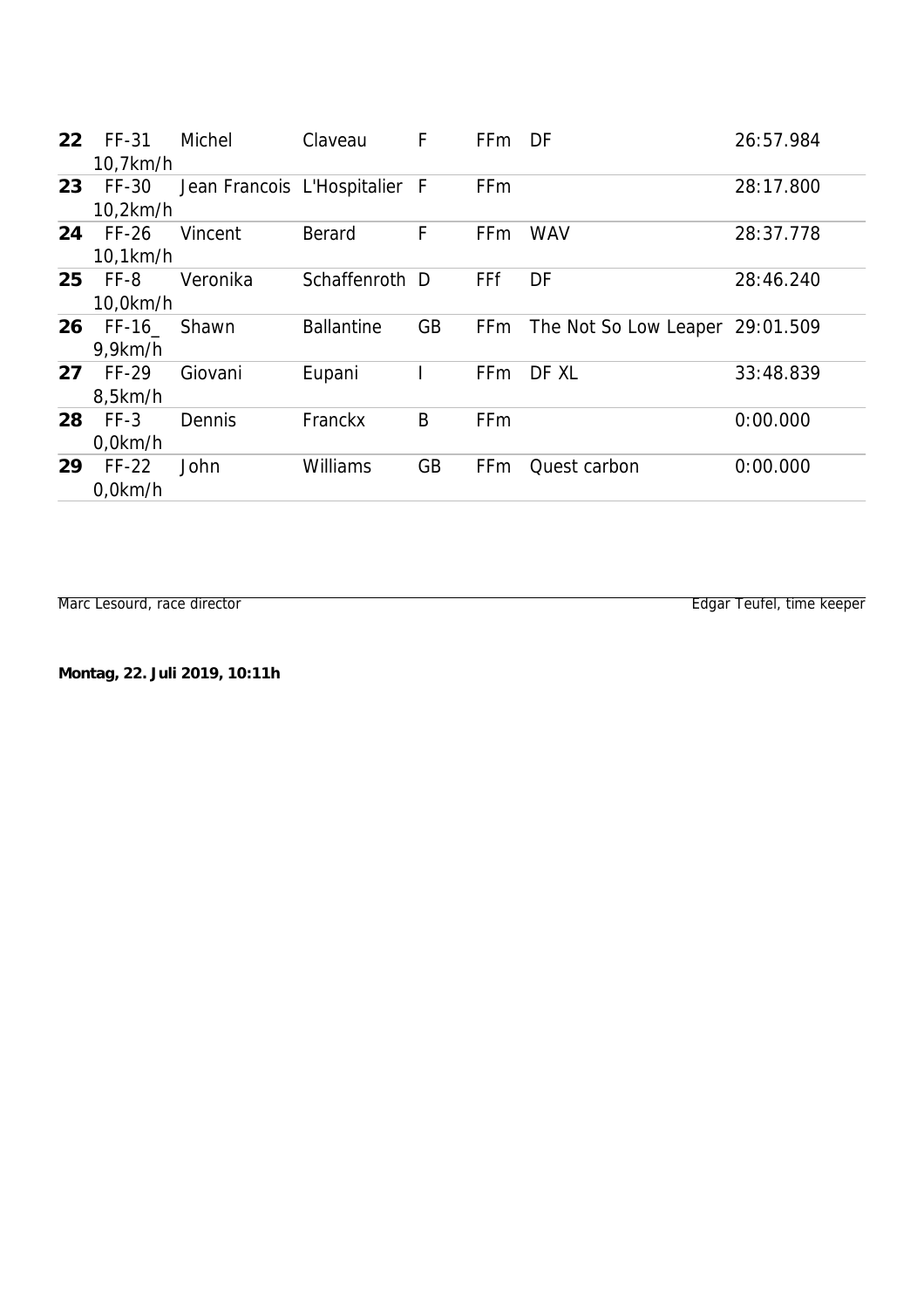| | | | | | | | |
|---|---|---|---|---|---|---|---|
| **22** | FF-31 10,7km/h | Michel | Claveau | F | FFm | DF | 26:57.984 |
| **23** | FF-30 10,2km/h | Jean Francois | L'Hospitalier | F | FFm | | 28:17.800 |
| **24** | FF-26 10,1km/h | Vincent | Berard | F | FFm | WAV | 28:37.778 |
| **25** | FF-8 10,0km/h | Veronika | Schaffenroth | D | FFf | DF | 28:46.240 |
| **26** | FF-16_ 9,9km/h | Shawn | Ballantine | GB | FFm | The Not So Low Leaper | 29:01.509 |
| **27** | FF-29 8,5km/h | Giovani | Eupani | I | FFm | DF XL | 33:48.839 |
| **28** | FF-3 0,0km/h | Dennis | Franckx | B | FFm | | 0:00.000 |
| **29** | FF-22 0,0km/h | John | Williams | GB | FFm | Quest carbon | 0:00.000 |

Marc Lesourd, race director

Edgar Teufel, time keeper

**Montag, 22. Juli 2019, 10:11h**